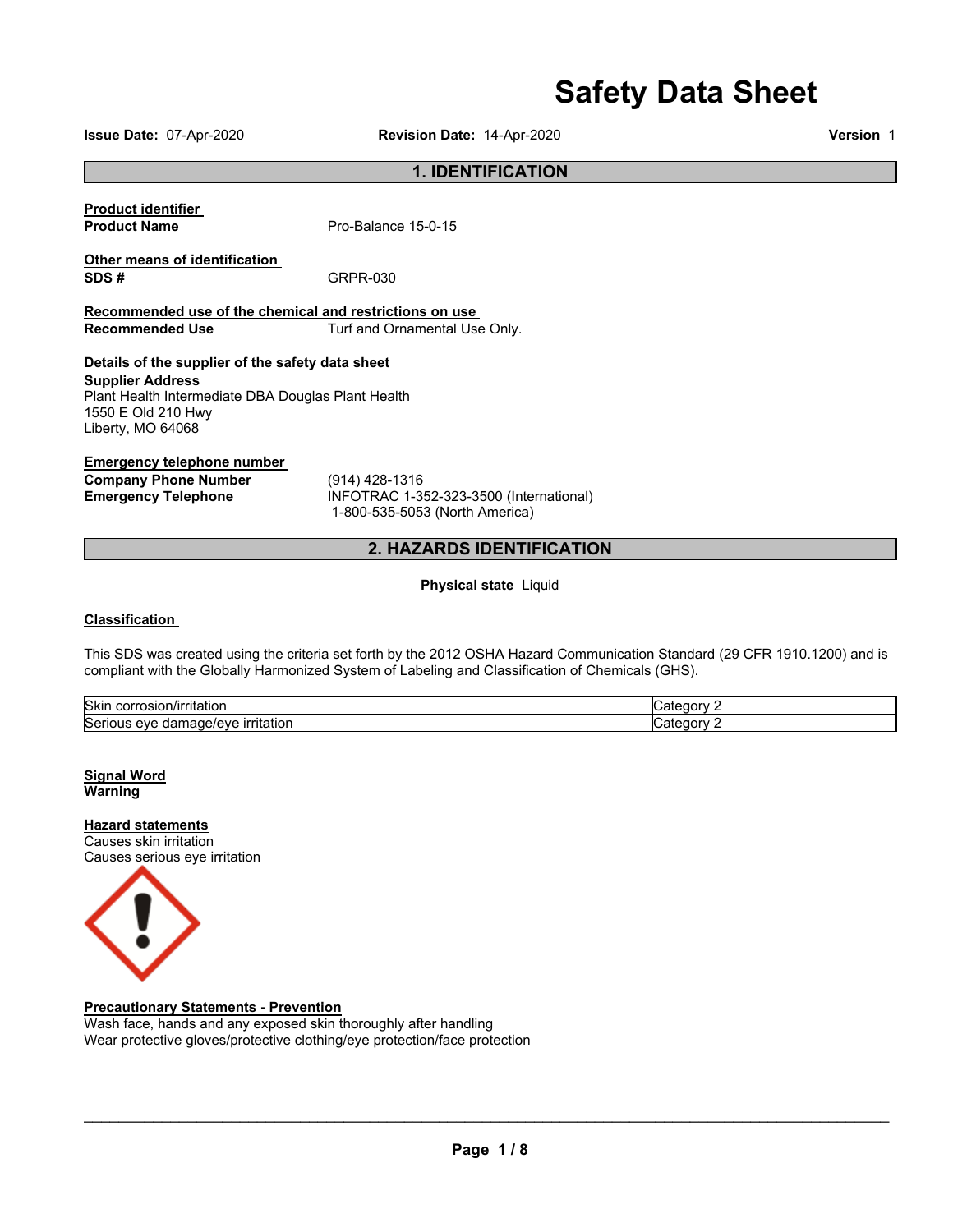# Safety Data Sheet

**Issue Date:** 07-Apr-2020 **Revision Date:** 14-Apr-2020 **Version** 1

## 1. IDENTIFICATION

**Product identifier**

**Product Name** Pro-Balance 15-0-15

**Other means of identification**

**SDS #** GRPR-030

**Recommended use of the chemical and restrictions on use**

**Recommended Use** Turf and Ornamental Use Only.

**Details of the supplier of the safety data sheet**

**Supplier Address**
Plant Health Intermediate DBA Douglas Plant Health
1550 E Old 210 Hwy
Liberty, MO 64068

**Emergency telephone number**

**Company Phone Number** (914) 428-1316

**Emergency Telephone** INFOTRAC 1-352-323-3500 (International)
1-800-535-5053 (North America)

## 2. HAZARDS IDENTIFICATION

**Physical state** Liquid

**Classification**

This SDS was created using the criteria set forth by the 2012 OSHA Hazard Communication Standard (29 CFR 1910.1200) and is compliant with the Globally Harmonized System of Labeling and Classification of Chemicals (GHS).

| | |
|---|---|
| Skin corrosion/irritation | Category 2 |
| Serious eye damage/eye irritation | Category 2 |

**Signal Word**
**Warning**

**Hazard statements**
Causes skin irritation
Causes serious eye irritation

**Precautionary Statements - Prevention**
Wash face, hands and any exposed skin thoroughly after handling
Wear protective gloves/protective clothing/eye protection/face protection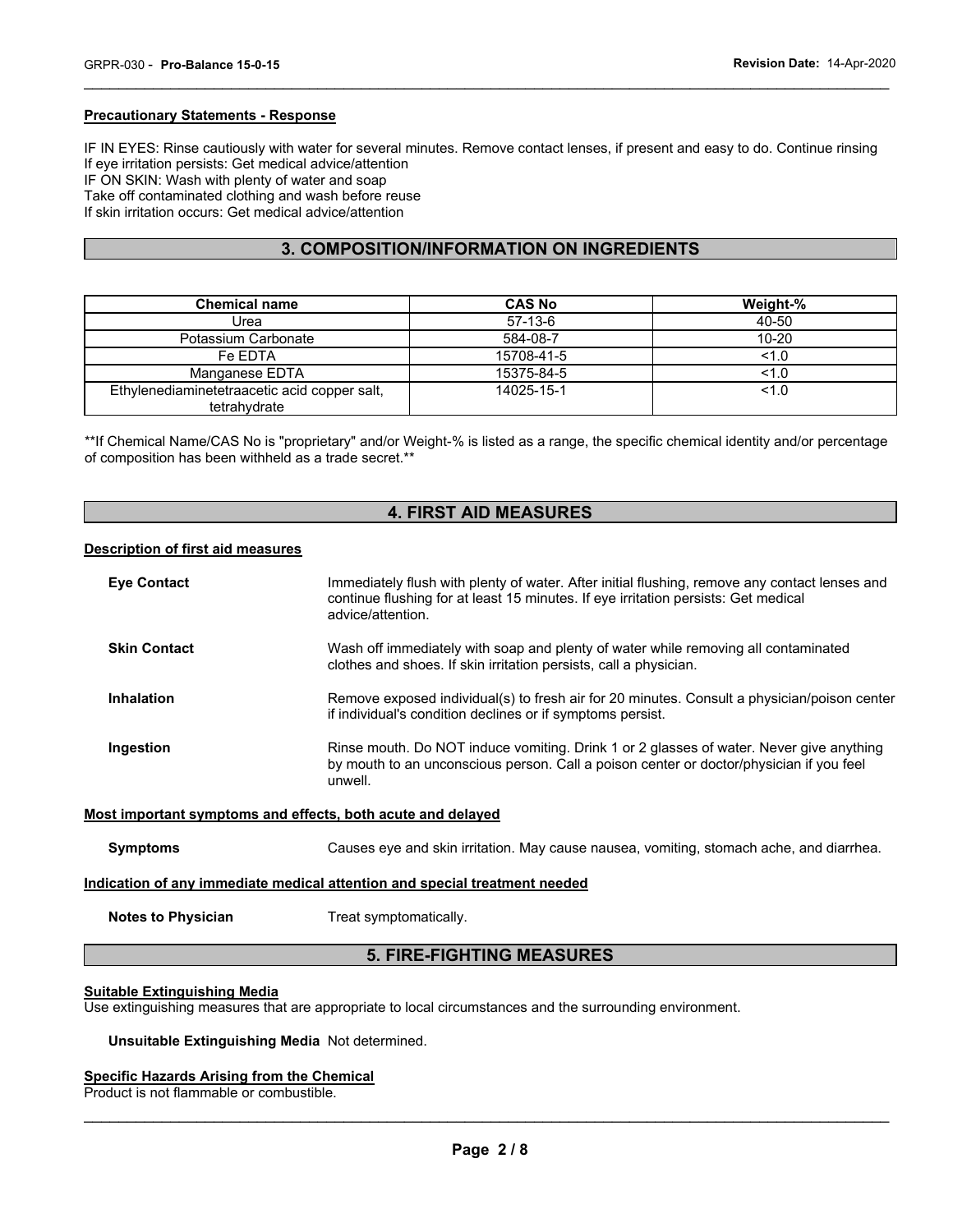**Precautionary Statements - Response**

IF IN EYES: Rinse cautiously with water for several minutes. Remove contact lenses, if present and easy to do. Continue rinsing
If eye irritation persists: Get medical advice/attention
IF ON SKIN: Wash with plenty of water and soap
Take off contaminated clothing and wash before reuse
If skin irritation occurs: Get medical advice/attention

## 3. COMPOSITION/INFORMATION ON INGREDIENTS

| Chemical name | CAS No | Weight-% |
|---|---|---|
| Urea | 57-13-6 | 40-50 |
| Potassium Carbonate | 584-08-7 | 10-20 |
| Fe EDTA | 15708-41-5 | <1.0 |
| Manganese EDTA | 15375-84-5 | <1.0 |
| Ethylenediaminetetraacetic acid copper salt, tetrahydrate | 14025-15-1 | <1.0 |

**If Chemical Name/CAS No is "proprietary" and/or Weight-% is listed as a range, the specific chemical identity and/or percentage of composition has been withheld as a trade secret.**

## 4. FIRST AID MEASURES

**Description of first aid measures**

**Eye Contact** Immediately flush with plenty of water. After initial flushing, remove any contact lenses and continue flushing for at least 15 minutes. If eye irritation persists: Get medical advice/attention.

**Skin Contact** Wash off immediately with soap and plenty of water while removing all contaminated clothes and shoes. If skin irritation persists, call a physician.

**Inhalation** Remove exposed individual(s) to fresh air for 20 minutes. Consult a physician/poison center if individual's condition declines or if symptoms persist.

**Ingestion** Rinse mouth. Do NOT induce vomiting. Drink 1 or 2 glasses of water. Never give anything by mouth to an unconscious person. Call a poison center or doctor/physician if you feel unwell.

**Most important symptoms and effects, both acute and delayed**

**Symptoms** Causes eye and skin irritation. May cause nausea, vomiting, stomach ache, and diarrhea.

**Indication of any immediate medical attention and special treatment needed**

**Notes to Physician** Treat symptomatically.

## 5. FIRE-FIGHTING MEASURES

**Suitable Extinguishing Media**
Use extinguishing measures that are appropriate to local circumstances and the surrounding environment.

**Unsuitable Extinguishing Media** Not determined.

**Specific Hazards Arising from the Chemical**
Product is not flammable or combustible.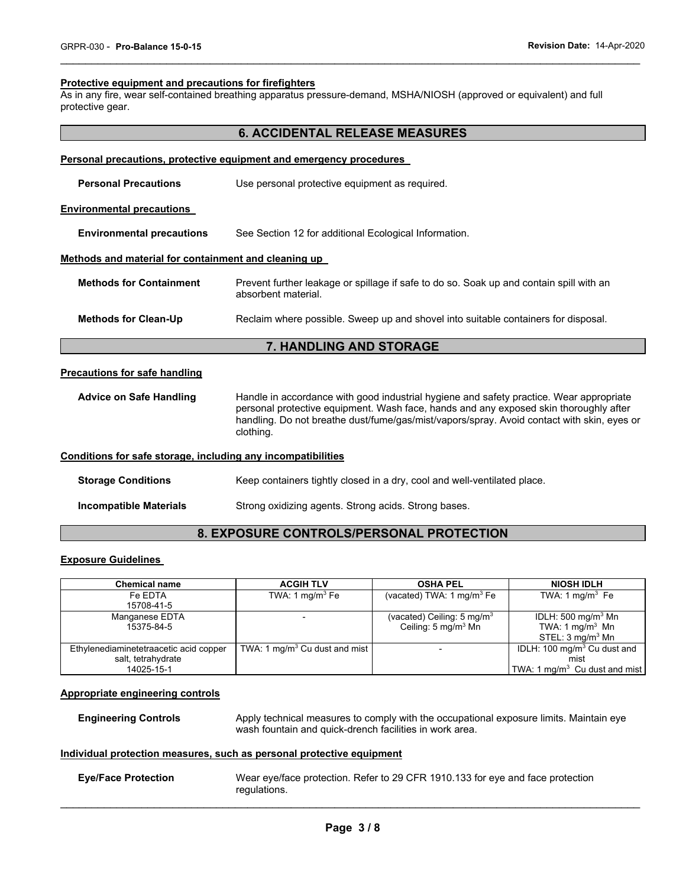#### Protective equipment and precautions for firefighters

As in any fire, wear self-contained breathing apparatus pressure-demand, MSHA/NIOSH (approved or equivalent) and full protective gear.

## 6. ACCIDENTAL RELEASE MEASURES

#### Personal precautions, protective equipment and emergency procedures

**Personal Precautions** Use personal protective equipment as required.

#### Environmental precautions

**Environmental precautions** See Section 12 for additional Ecological Information.

#### Methods and material for containment and cleaning up

**Methods for Containment** Prevent further leakage or spillage if safe to do so. Soak up and contain spill with an absorbent material.

**Methods for Clean-Up** Reclaim where possible. Sweep up and shovel into suitable containers for disposal.

## 7. HANDLING AND STORAGE

#### Precautions for safe handling

**Advice on Safe Handling** Handle in accordance with good industrial hygiene and safety practice. Wear appropriate personal protective equipment. Wash face, hands and any exposed skin thoroughly after handling. Do not breathe dust/fume/gas/mist/vapors/spray. Avoid contact with skin, eyes or clothing.

#### Conditions for safe storage, including any incompatibilities

**Storage Conditions** Keep containers tightly closed in a dry, cool and well-ventilated place.

**Incompatible Materials** Strong oxidizing agents. Strong acids. Strong bases.

## 8. EXPOSURE CONTROLS/PERSONAL PROTECTION

#### Exposure Guidelines

| Chemical name | ACGIH TLV | OSHA PEL | NIOSH IDLH |
|---|---|---|---|
| Fe EDTA 15708-41-5 | TWA: 1 $mg/m^3$ Fe | (vacated) TWA: 1 $mg/m^3$ Fe | TWA: 1 $mg/m^3$ Fe |
| Manganese EDTA 15375-84-5 | - | (vacated) Ceiling: 5 $mg/m^3$ Ceiling: 5 $mg/m^3$ Mn | IDLH: 500 $mg/m^3$ Mn TWA: 1 $mg/m^3$ Mn STEL: 3 $mg/m^3$ Mn |
| Ethylenediaminetetraacetic acid copper salt, tetrahydrate 14025-15-1 | TWA: 1 $mg/m^3$ Cu dust and mist | - | IDLH: 100 $mg/m^3$ Cu dust and mist TWA: 1 $mg/m^3$ Cu dust and mist |

#### Appropriate engineering controls

**Engineering Controls** Apply technical measures to comply with the occupational exposure limits. Maintain eye wash fountain and quick-drench facilities in work area.

#### Individual protection measures, such as personal protective equipment

**Eye/Face Protection** Wear eye/face protection. Refer to 29 CFR 1910.133 for eye and face protection regulations.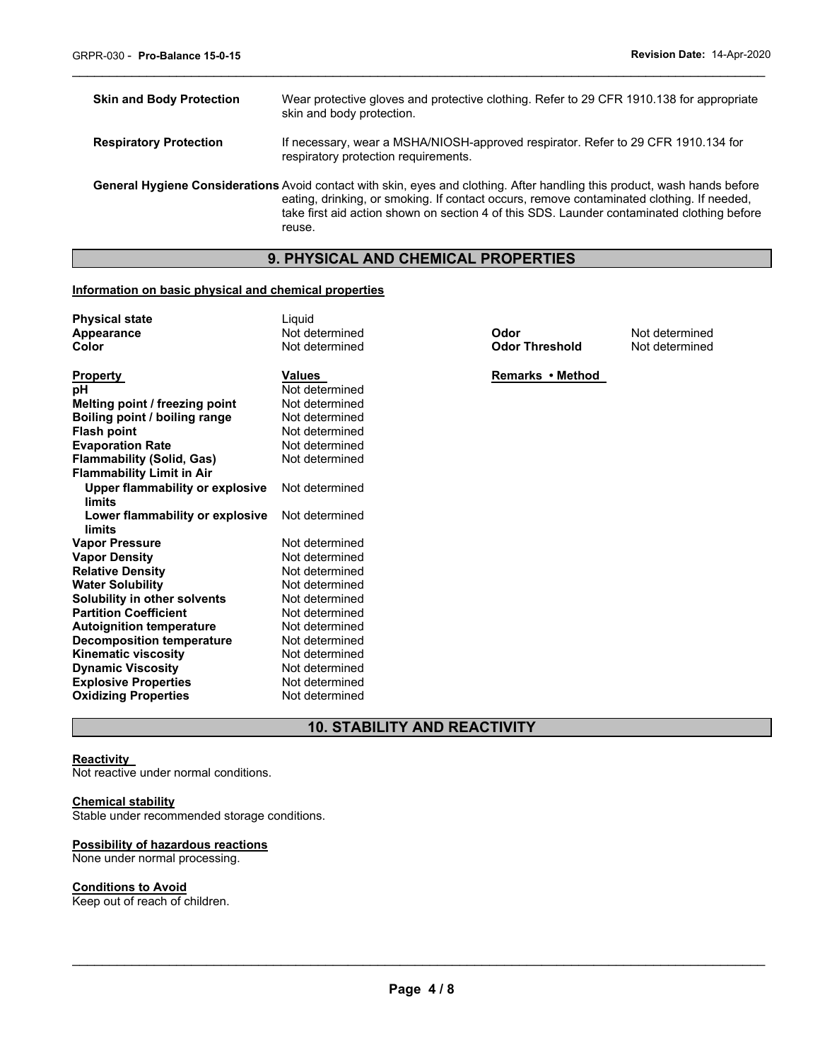| | |
|---|---|
| **Skin and Body Protection** | Wear protective gloves and protective clothing. Refer to 29 CFR 1910.138 for appropriate skin and body protection. |
| **Respiratory Protection** | If necessary, wear a MSHA/NIOSH-approved respirator. Refer to 29 CFR 1910.134 for respiratory protection requirements. |
| **General Hygiene Considerations** | Avoid contact with skin, eyes and clothing. After handling this product, wash hands before eating, drinking, or smoking. If contact occurs, remove contaminated clothing. If needed, take first aid action shown on section 4 of this SDS. Launder contaminated clothing before reuse. |

## 9. PHYSICAL AND CHEMICAL PROPERTIES

**Information on basic physical and chemical properties**

| | | | |
|---|---|---|---|
| **Physical state** | Liquid | | |
| **Appearance** | Not determined | **Odor** | Not determined |
| **Color** | Not determined | **Odor Threshold** | Not determined |

| **Property** | **Values** | **Remarks • Method** |
|---|---|---|
| **pH** | Not determined | |
| **Melting point / freezing point** | Not determined | |
| **Boiling point / boiling range** | Not determined | |
| **Flash point** | Not determined | |
| **Evaporation Rate** | Not determined | |
| **Flammability (Solid, Gas)** | Not determined | |
| **Flammability Limit in Air** | | |
| **Upper flammability or explosive limits** | Not determined | |
| **Lower flammability or explosive limits** | Not determined | |
| **Vapor Pressure** | Not determined | |
| **Vapor Density** | Not determined | |
| **Relative Density** | Not determined | |
| **Water Solubility** | Not determined | |
| **Solubility in other solvents** | Not determined | |
| **Partition Coefficient** | Not determined | |
| **Autoignition temperature** | Not determined | |
| **Decomposition temperature** | Not determined | |
| **Kinematic viscosity** | Not determined | |
| **Dynamic Viscosity** | Not determined | |
| **Explosive Properties** | Not determined | |
| **Oxidizing Properties** | Not determined | |

## 10. STABILITY AND REACTIVITY

**Reactivity**

Not reactive under normal conditions.

**Chemical stability**

Stable under recommended storage conditions.

**Possibility of hazardous reactions**

None under normal processing.

**Conditions to Avoid**

Keep out of reach of children.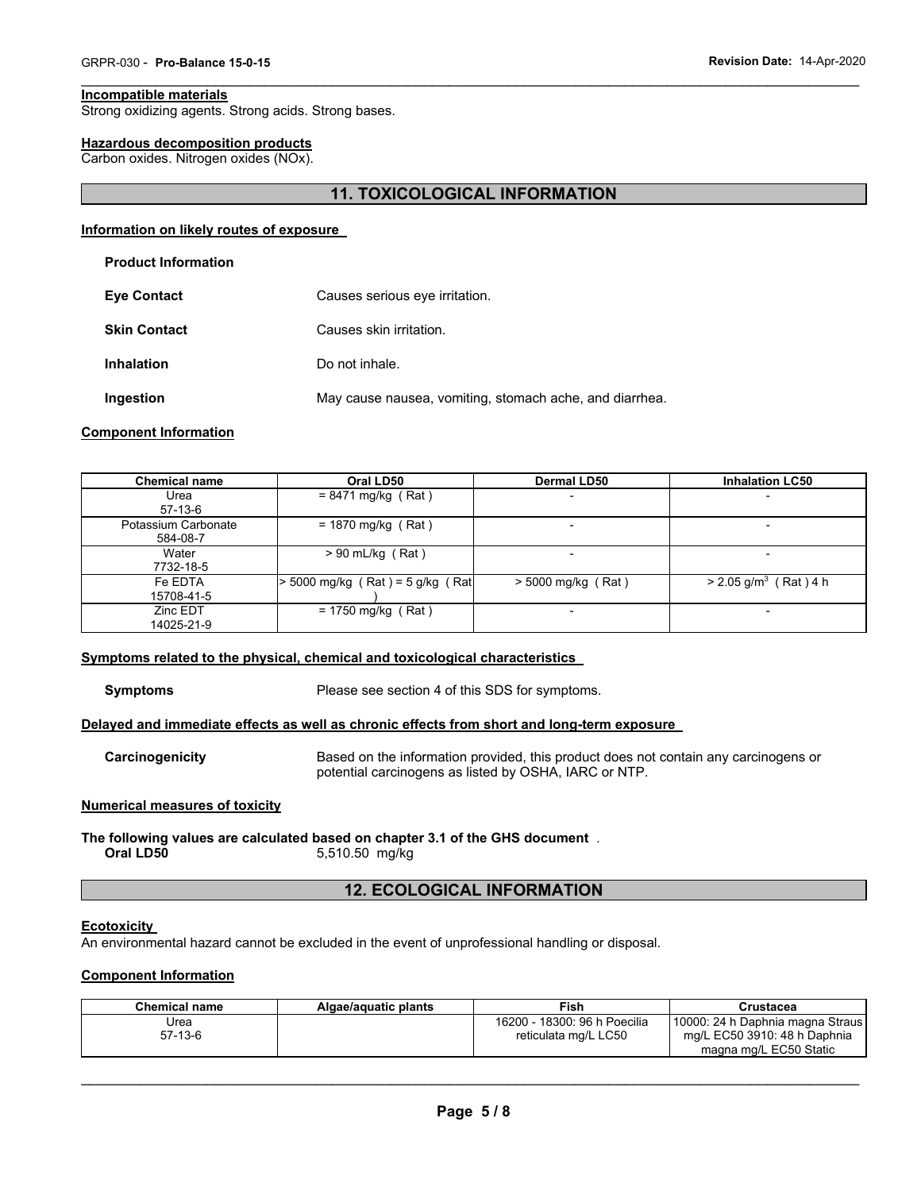#### Incompatible materials

Strong oxidizing agents. Strong acids. Strong bases.

#### Hazardous decomposition products

Carbon oxides. Nitrogen oxides (NOx).

## 11. TOXICOLOGICAL INFORMATION

### Information on likely routes of exposure

**Product Information**

**Eye Contact** Causes serious eye irritation.

**Skin Contact** Causes skin irritation.

**Inhalation** Do not inhale.

**Ingestion** May cause nausea, vomiting, stomach ache, and diarrhea.

### Component Information

| Chemical name | Oral LD50 | Dermal LD50 | Inhalation LC50 |
|---|---|---|---|
| Urea<br>57-13-6 | = 8471 mg/kg ( Rat ) | - | - |
| Potassium Carbonate<br>584-08-7 | = 1870 mg/kg ( Rat ) | - | - |
| Water<br>7732-18-5 | > 90 mL/kg ( Rat ) | - | - |
| Fe EDTA<br>15708-41-5 | > 5000 mg/kg ( Rat ) = 5 g/kg ( Rat ) | > 5000 mg/kg ( Rat ) | > 2.05 g/m$^3$ ( Rat ) 4 h |
| Zinc EDT<br>14025-21-9 | = 1750 mg/kg ( Rat ) | - | - |

### Symptoms related to the physical, chemical and toxicological characteristics

**Symptoms** Please see section 4 of this SDS for symptoms.

### Delayed and immediate effects as well as chronic effects from short and long-term exposure

**Carcinogenicity** Based on the information provided, this product does not contain any carcinogens or potential carcinogens as listed by OSHA, IARC or NTP.

### Numerical measures of toxicity

**The following values are calculated based on chapter 3.1 of the GHS document** .

**Oral LD50** 5,510.50 mg/kg

## 12. ECOLOGICAL INFORMATION

### Ecotoxicity

An environmental hazard cannot be excluded in the event of unprofessional handling or disposal.

### Component Information

| Chemical name | Algae/aquatic plants | Fish | Crustacea |
|---|---|---|---|
| Urea<br>57-13-6 | | 16200 - 18300: 96 h Poecilia reticulata mg/L LC50 | 10000: 24 h Daphnia magna Straus mg/L EC50 3910: 48 h Daphnia magna mg/L EC50 Static |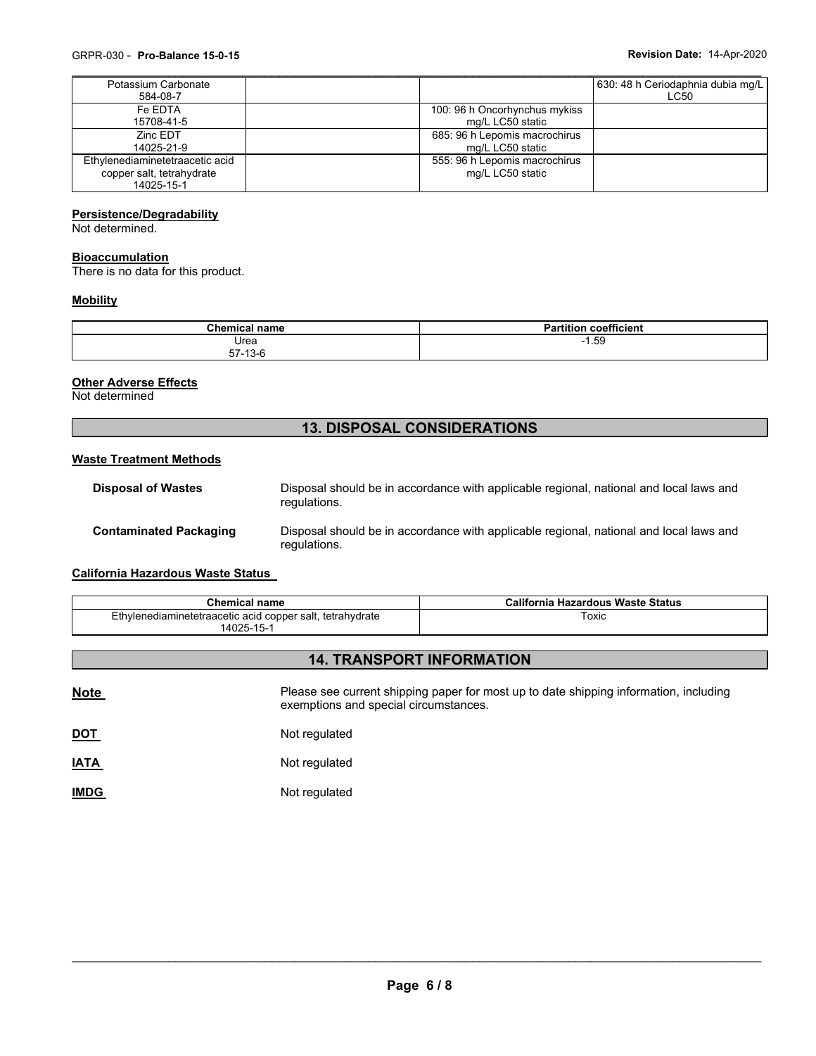| | | | |
|---|---|---|---|
| Potassium Carbonate<br>584-08-7 | | | 630: 48 h Ceriodaphnia dubia mg/L LC50 |
| Fe EDTA<br>15708-41-5 | | 100: 96 h Oncorhynchus mykiss mg/L LC50 static | |
| Zinc EDT<br>14025-21-9 | | 685: 96 h Lepomis macrochirus mg/L LC50 static | |
| Ethylenediaminetetraacetic acid copper salt, tetrahydrate<br>14025-15-1 | | 555: 96 h Lepomis macrochirus mg/L LC50 static | |

**Persistence/Degradability**

Not determined.

**Bioaccumulation**

There is no data for this product.

**Mobility**

| Chemical name | Partition coefficient |
|---|---|
| Urea<br>57-13-6 | -1.59 |

**Other Adverse Effects**

Not determined

## 13. DISPOSAL CONSIDERATIONS

**Waste Treatment Methods**

**Disposal of Wastes** Disposal should be in accordance with applicable regional, national and local laws and regulations.

**Contaminated Packaging** Disposal should be in accordance with applicable regional, national and local laws and regulations.

**California Hazardous Waste Status**

| Chemical name | California Hazardous Waste Status |
|---|---|
| Ethylenediaminetetraacetic acid copper salt, tetrahydrate<br>14025-15-1 | Toxic |

## 14. TRANSPORT INFORMATION

**Note** Please see current shipping paper for most up to date shipping information, including exemptions and special circumstances.

**DOT** Not regulated

**IATA** Not regulated

**IMDG** Not regulated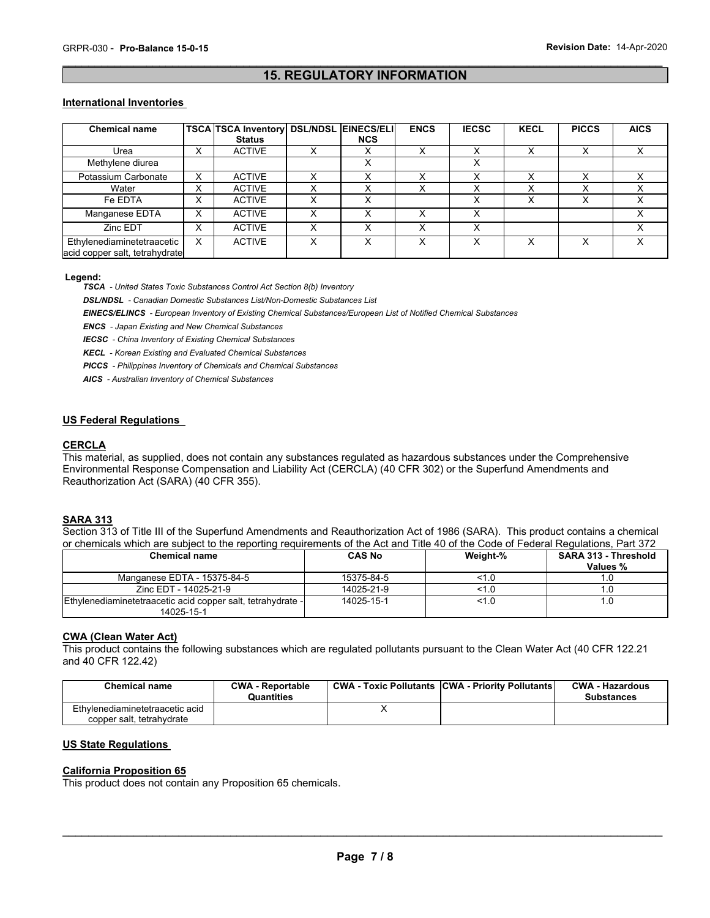## 15. REGULATORY INFORMATION

### International Inventories

| Chemical name | TSCA | TSCA Inventory Status | DSL/NDSL | EINECS/ELINCS | ENCS | IECSC | KECL | PICCS | AICS |
|---|---|---|---|---|---|---|---|---|---|
| Urea | X | ACTIVE | X | X | X | X | X | X | X |
| Methylene diurea | | | | X | | X | | | |
| Potassium Carbonate | X | ACTIVE | X | X | X | X | X | X | X |
| Water | X | ACTIVE | X | X | X | X | X | X | X |
| Fe EDTA | X | ACTIVE | X | X | | X | X | X | X |
| Manganese EDTA | X | ACTIVE | X | X | X | X | | | X |
| Zinc EDT | X | ACTIVE | X | X | X | X | | | X |
| Ethylenediaminetetraacetic acid copper salt, tetrahydrate | X | ACTIVE | X | X | X | X | X | X | X |

**Legend:**

***TSCA*** *- United States Toxic Substances Control Act Section 8(b) Inventory*

***DSL/NDSL*** *- Canadian Domestic Substances List/Non-Domestic Substances List*

***EINECS/ELINCS*** *- European Inventory of Existing Chemical Substances/European List of Notified Chemical Substances*

***ENCS*** *- Japan Existing and New Chemical Substances*

***IECSC*** *- China Inventory of Existing Chemical Substances*

***KECL*** *- Korean Existing and Evaluated Chemical Substances*

***PICCS*** *- Philippines Inventory of Chemicals and Chemical Substances*

***AICS*** *- Australian Inventory of Chemical Substances*

### US Federal Regulations

#### CERCLA

This material, as supplied, does not contain any substances regulated as hazardous substances under the Comprehensive Environmental Response Compensation and Liability Act (CERCLA) (40 CFR 302) or the Superfund Amendments and Reauthorization Act (SARA) (40 CFR 355).

#### SARA 313

Section 313 of Title III of the Superfund Amendments and Reauthorization Act of 1986 (SARA). This product contains a chemical or chemicals which are subject to the reporting requirements of the Act and Title 40 of the Code of Federal Regulations, Part 372

| Chemical name | CAS No | Weight-% | SARA 313 - Threshold Values % |
|---|---|---|---|
| Manganese EDTA - 15375-84-5 | 15375-84-5 | <1.0 | 1.0 |
| Zinc EDT - 14025-21-9 | 14025-21-9 | <1.0 | 1.0 |
| Ethylenediaminetetraacetic acid copper salt, tetrahydrate - 14025-15-1 | 14025-15-1 | <1.0 | 1.0 |

#### CWA (Clean Water Act)

This product contains the following substances which are regulated pollutants pursuant to the Clean Water Act (40 CFR 122.21 and 40 CFR 122.42)

| Chemical name | CWA - Reportable Quantities | CWA - Toxic Pollutants | CWA - Priority Pollutants | CWA - Hazardous Substances |
|---|---|---|---|---|
| Ethylenediaminetetraacetic acid copper salt, tetrahydrate | | X | | |

### US State Regulations

#### California Proposition 65

This product does not contain any Proposition 65 chemicals.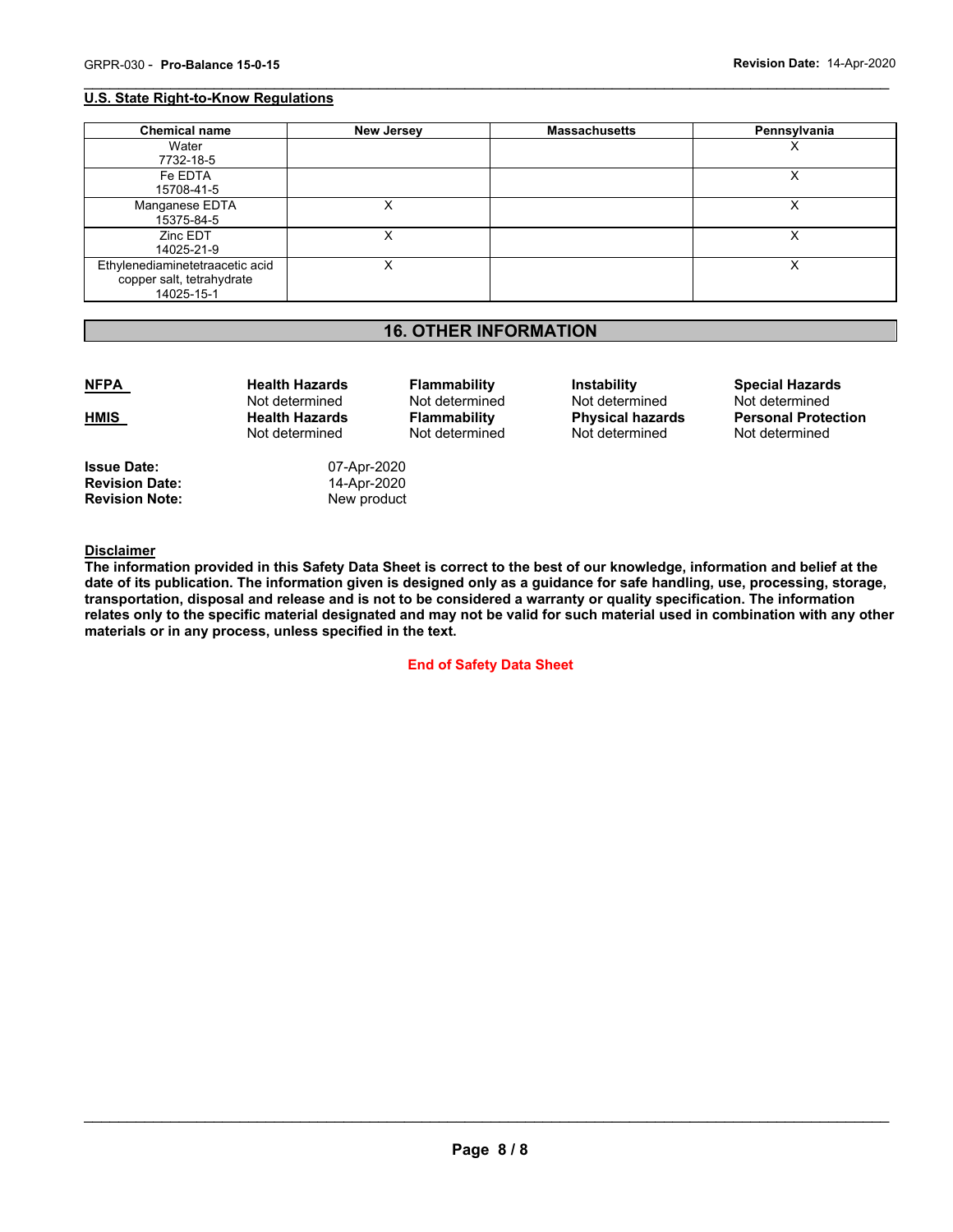#### U.S. State Right-to-Know Regulations

| Chemical name | New Jersey | Massachusetts | Pennsylvania |
|---|---|---|---|
| Water<br>7732-18-5 | | | X |
| Fe EDTA<br>15708-41-5 | | | X |
| Manganese EDTA<br>15375-84-5 | X | | X |
| Zinc EDT<br>14025-21-9 | X | | X |
| Ethylenediaminetetraacetic acid copper salt, tetrahydrate<br>14025-15-1 | X | | X |

## 16. OTHER INFORMATION

| | | | | |
|---|---|---|---|---|
| **NFPA** | **Health Hazards**<br>Not determined | **Flammability**<br>Not determined | **Instability**<br>Not determined | **Special Hazards**<br>Not determined |
| **HMIS** | **Health Hazards**<br>Not determined | **Flammability**<br>Not determined | **Physical hazards**<br>Not determined | **Personal Protection**<br>Not determined |

**Issue Date:** 07-Apr-2020
**Revision Date:** 14-Apr-2020
**Revision Note:** New product

**Disclaimer**

**The information provided in this Safety Data Sheet is correct to the best of our knowledge, information and belief at the date of its publication. The information given is designed only as a guidance for safe handling, use, processing, storage, transportation, disposal and release and is not to be considered a warranty or quality specification. The information relates only to the specific material designated and may not be valid for such material used in combination with any other materials or in any process, unless specified in the text.**

**End of Safety Data Sheet**